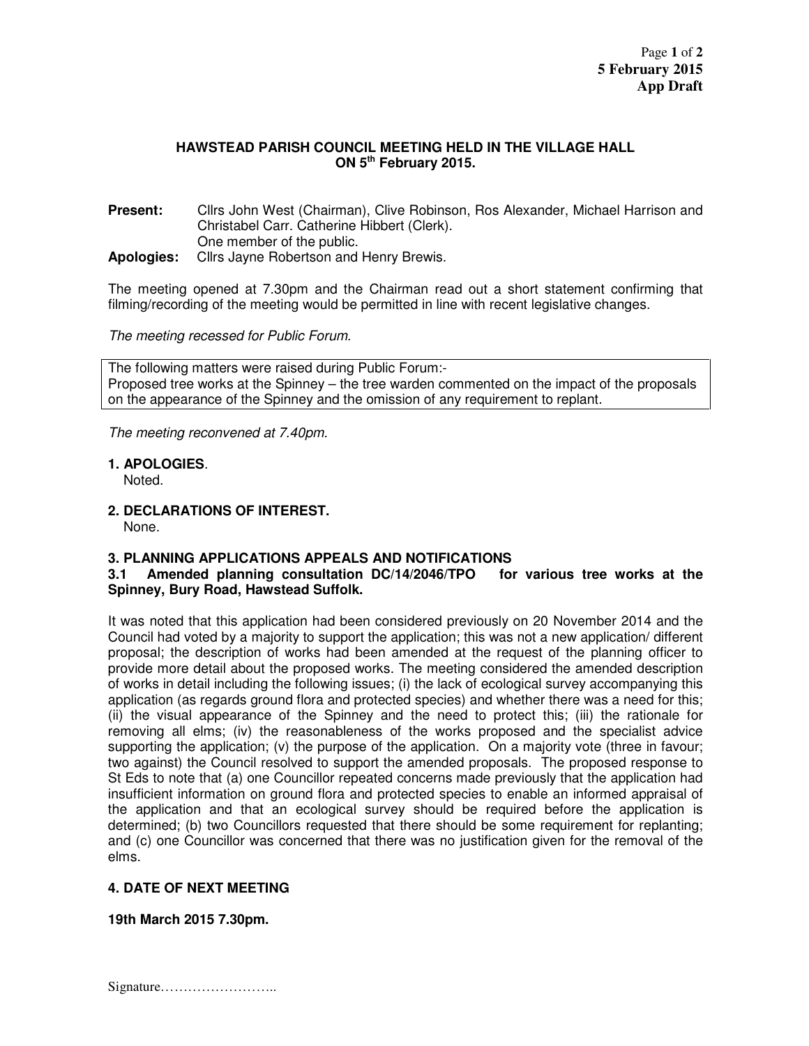**5 February 2015**
**App Draft**

## HAWSTEAD PARISH COUNCIL MEETING HELD IN THE VILLAGE HALL ON 5th February 2015.

**Present:** Cllrs John West (Chairman), Clive Robinson, Ros Alexander, Michael Harrison and Christabel Carr. Catherine Hibbert (Clerk).
One member of the public.

**Apologies:** Cllrs Jayne Robertson and Henry Brewis.

The meeting opened at 7.30pm and the Chairman read out a short statement confirming that filming/recording of the meeting would be permitted in line with recent legislative changes.

*The meeting recessed for Public Forum.*

> The following matters were raised during Public Forum:-
> Proposed tree works at the Spinney – the tree warden commented on the impact of the proposals on the appearance of the Spinney and the omission of any requirement to replant.

*The meeting reconvened at 7.40pm.*

**1. APOLOGIES**.
Noted.

**2. DECLARATIONS OF INTEREST.**
None.

**3. PLANNING APPLICATIONS APPEALS AND NOTIFICATIONS**

**3.1 Amended planning consultation DC/14/2046/TPO for various tree works at the Spinney, Bury Road, Hawstead Suffolk.**

It was noted that this application had been considered previously on 20 November 2014 and the Council had voted by a majority to support the application; this was not a new application/ different proposal; the description of works had been amended at the request of the planning officer to provide more detail about the proposed works. The meeting considered the amended description of works in detail including the following issues; (i) the lack of ecological survey accompanying this application (as regards ground flora and protected species) and whether there was a need for this; (ii) the visual appearance of the Spinney and the need to protect this; (iii) the rationale for removing all elms; (iv) the reasonableness of the works proposed and the specialist advice supporting the application; (v) the purpose of the application. On a majority vote (three in favour; two against) the Council resolved to support the amended proposals. The proposed response to St Eds to note that (a) one Councillor repeated concerns made previously that the application had insufficient information on ground flora and protected species to enable an informed appraisal of the application and that an ecological survey should be required before the application is determined; (b) two Councillors requested that there should be some requirement for replanting; and (c) one Councillor was concerned that there was no justification given for the removal of the elms.

**4. DATE OF NEXT MEETING**

**19th March 2015 7.30pm.**

Signature……………………..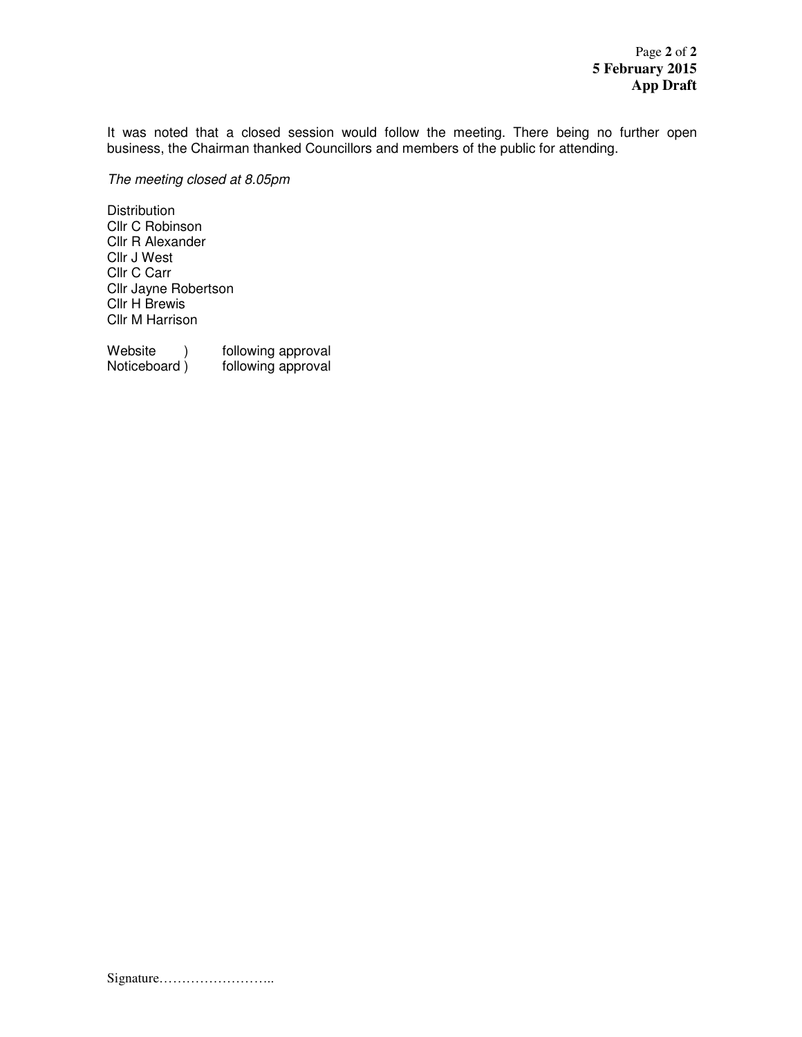It was noted that a closed session would follow the meeting. There being no further open business, the Chairman thanked Councillors and members of the public for attending.

*The meeting closed at 8.05pm*

Distribution
Cllr C Robinson
Cllr R Alexander
Cllr J West
Cllr C Carr
Cllr Jayne Robertson
Cllr H Brewis
Cllr M Harrison

Website ) following approval
Noticeboard ) following approval

Signature……………………..